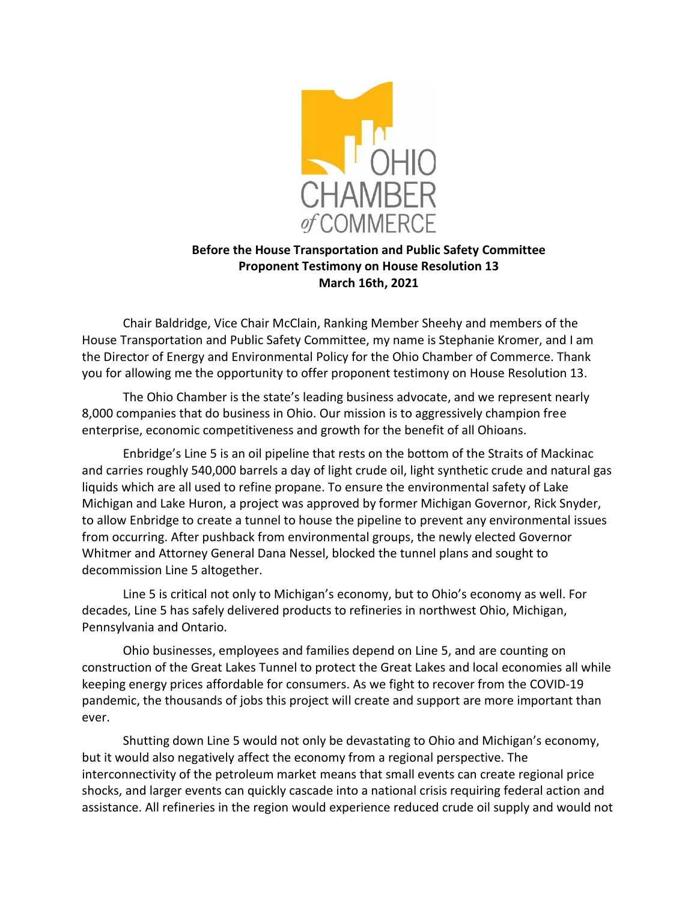OHIO CHAMBER *of* COMMERCE

**Before the House Transportation and Public Safety Committee**
**Proponent Testimony on House Resolution 13**
**March 16th, 2021**

Chair Baldridge, Vice Chair McClain, Ranking Member Sheehy and members of the House Transportation and Public Safety Committee, my name is Stephanie Kromer, and I am the Director of Energy and Environmental Policy for the Ohio Chamber of Commerce. Thank you for allowing me the opportunity to offer proponent testimony on House Resolution 13.

The Ohio Chamber is the state's leading business advocate, and we represent nearly 8,000 companies that do business in Ohio. Our mission is to aggressively champion free enterprise, economic competitiveness and growth for the benefit of all Ohioans.

Enbridge's Line 5 is an oil pipeline that rests on the bottom of the Straits of Mackinac and carries roughly 540,000 barrels a day of light crude oil, light synthetic crude and natural gas liquids which are all used to refine propane. To ensure the environmental safety of Lake Michigan and Lake Huron, a project was approved by former Michigan Governor, Rick Snyder, to allow Enbridge to create a tunnel to house the pipeline to prevent any environmental issues from occurring. After pushback from environmental groups, the newly elected Governor Whitmer and Attorney General Dana Nessel, blocked the tunnel plans and sought to decommission Line 5 altogether.

Line 5 is critical not only to Michigan's economy, but to Ohio's economy as well. For decades, Line 5 has safely delivered products to refineries in northwest Ohio, Michigan, Pennsylvania and Ontario.

Ohio businesses, employees and families depend on Line 5, and are counting on construction of the Great Lakes Tunnel to protect the Great Lakes and local economies all while keeping energy prices affordable for consumers. As we fight to recover from the COVID-19 pandemic, the thousands of jobs this project will create and support are more important than ever.

Shutting down Line 5 would not only be devastating to Ohio and Michigan's economy, but it would also negatively affect the economy from a regional perspective. The interconnectivity of the petroleum market means that small events can create regional price shocks, and larger events can quickly cascade into a national crisis requiring federal action and assistance. All refineries in the region would experience reduced crude oil supply and would not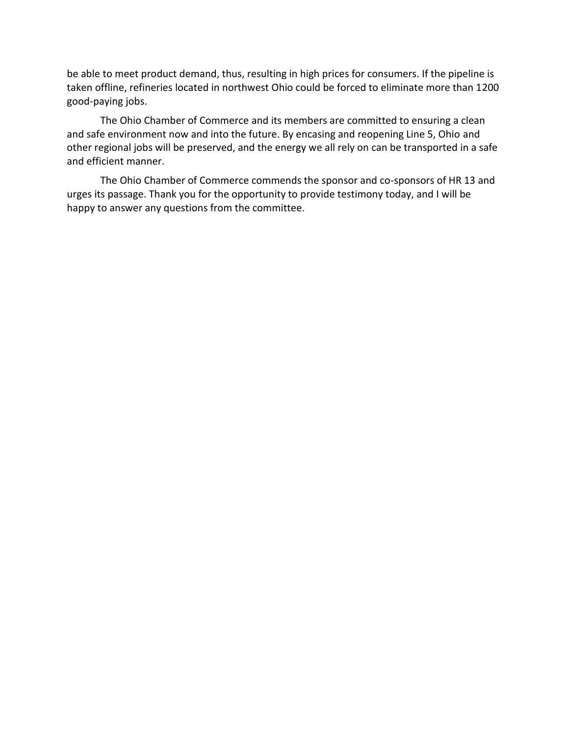be able to meet product demand, thus, resulting in high prices for consumers. If the pipeline is taken offline, refineries located in northwest Ohio could be forced to eliminate more than 1200 good-paying jobs.

The Ohio Chamber of Commerce and its members are committed to ensuring a clean and safe environment now and into the future. By encasing and reopening Line 5, Ohio and other regional jobs will be preserved, and the energy we all rely on can be transported in a safe and efficient manner.

The Ohio Chamber of Commerce commends the sponsor and co-sponsors of HR 13 and urges its passage. Thank you for the opportunity to provide testimony today, and I will be happy to answer any questions from the committee.